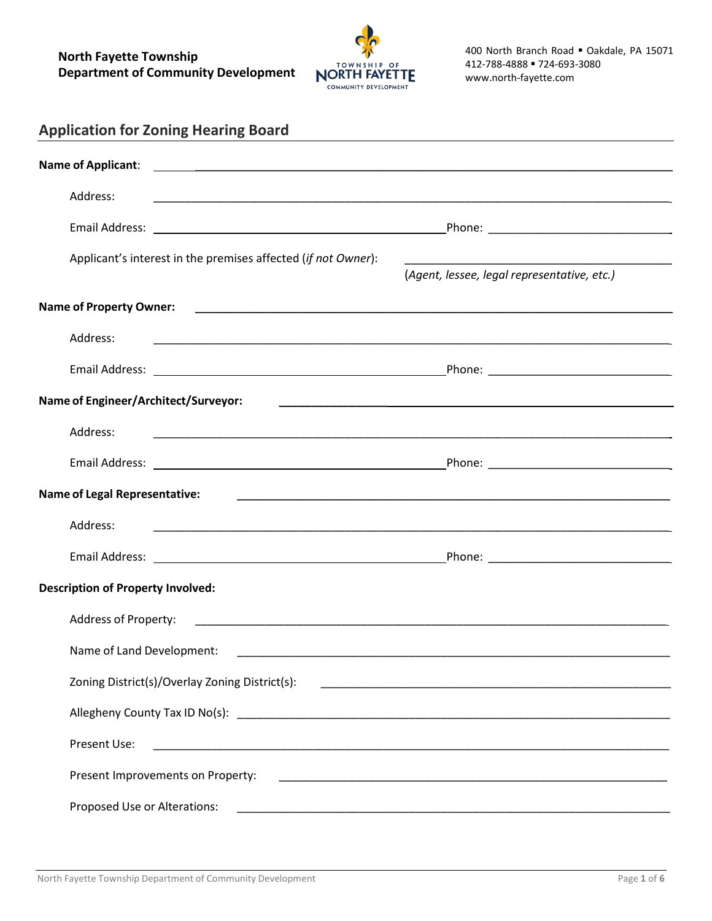**North Fayette Township**
**Department of Community Development**

TOWNSHIP OF NORTH FAYETTE COMMUNITY DEVELOPMENT

400 North Branch Road ▪ Oakdale, PA 15071
412-788-4888 ▪ 724-693-3080
www.north-fayette.com

## Application for Zoning Hearing Board

**Name of Applicant**: ______________________________

Address: ______________________________

Email Address: ______________________________ Phone: ______________________________

Applicant's interest in the premises affected (*if not Owner*): ______________________________
(*Agent, lessee, legal representative, etc.)*

**Name of Property Owner:** ______________________________

Address: ______________________________

Email Address: ______________________________ Phone: ______________________________

**Name of Engineer/Architect/Surveyor:** ______________________________

Address: ______________________________

Email Address: ______________________________ Phone: ______________________________

**Name of Legal Representative:** ______________________________

Address: ______________________________

Email Address: ______________________________ Phone: ______________________________

**Description of Property Involved:**

Address of Property: ______________________________

Name of Land Development: ______________________________

Zoning District(s)/Overlay Zoning District(s): ______________________________

Allegheny County Tax ID No(s): ______________________________

Present Use: ______________________________

Present Improvements on Property: ______________________________

Proposed Use or Alterations: ______________________________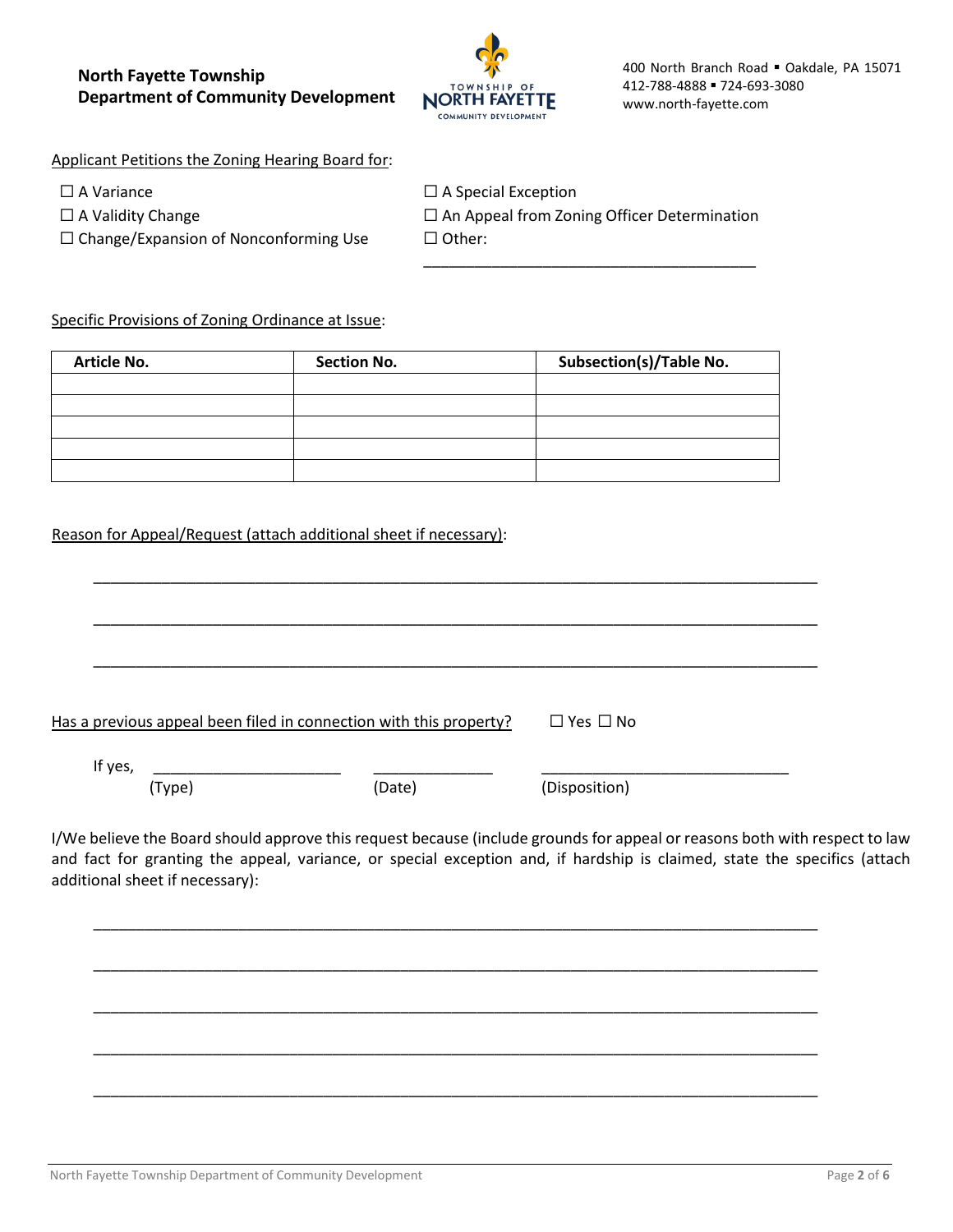**North Fayette Township**
**Department of Community Development**

400 North Branch Road ▪ Oakdale, PA 15071
412-788-4888 ▪ 724-693-3080
www.north-fayette.com

Applicant Petitions the Zoning Hearing Board for:

☐ A Variance
☐ A Validity Change
☐ Change/Expansion of Nonconforming Use
☐ A Special Exception
☐ An Appeal from Zoning Officer Determination
☐ Other: ______________________________________

Specific Provisions of Zoning Ordinance at Issue:

| Article No. | Section No. | Subsection(s)/Table No. |
|---|---|---|
| | | |
| | | |
| | | |
| | | |
| | | |

Reason for Appeal/Request (attach additional sheet if necessary):

_______________________________________________________________________________

_______________________________________________________________________________

_______________________________________________________________________________

Has a previous appeal been filed in connection with this property? ☐ Yes ☐ No

If yes, ____________________ ____________ __________________________
(Type) (Date) (Disposition)

I/We believe the Board should approve this request because (include grounds for appeal or reasons both with respect to law and fact for granting the appeal, variance, or special exception and, if hardship is claimed, state the specifics (attach additional sheet if necessary):

_______________________________________________________________________________

_______________________________________________________________________________

_______________________________________________________________________________

_______________________________________________________________________________

_______________________________________________________________________________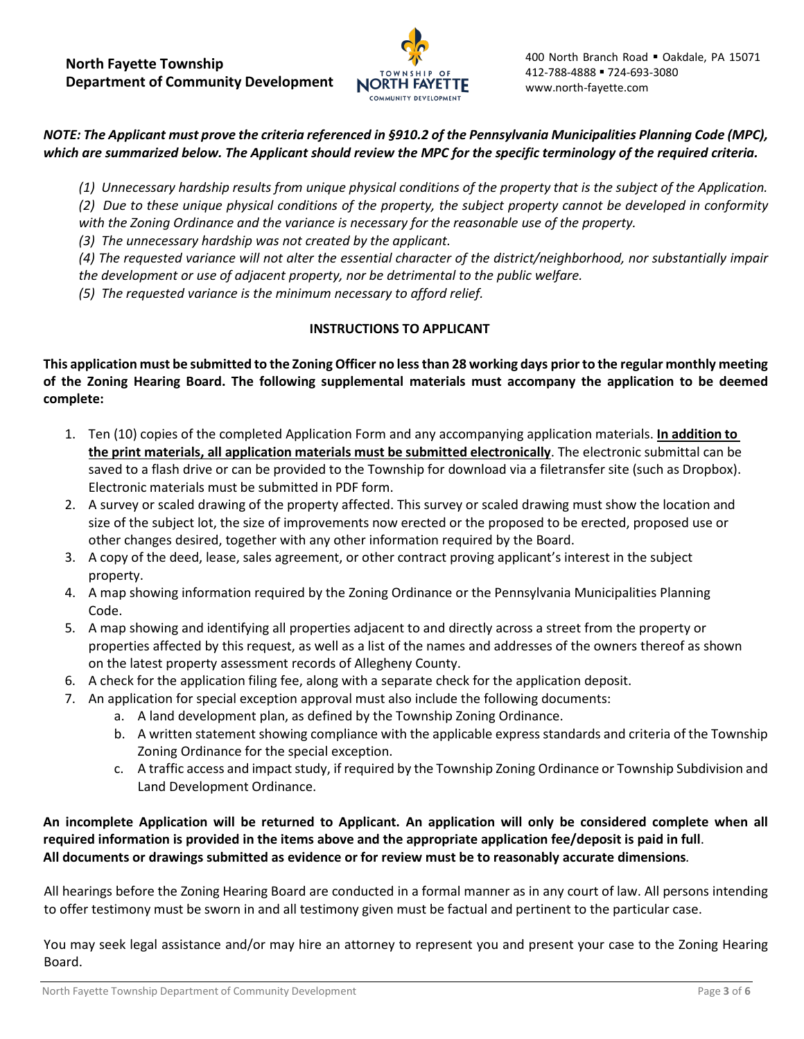**North Fayette Township**
**Department of Community Development**

400 North Branch Road ▪ Oakdale, PA 15071
412-788-4888 ▪ 724-693-3080
www.north-fayette.com

***NOTE: The Applicant must prove the criteria referenced in §910.2 of the Pennsylvania Municipalities Planning Code (MPC), which are summarized below. The Applicant should review the MPC for the specific terminology of the required criteria.***

*(1) Unnecessary hardship results from unique physical conditions of the property that is the subject of the Application.*
*(2) Due to these unique physical conditions of the property, the subject property cannot be developed in conformity with the Zoning Ordinance and the variance is necessary for the reasonable use of the property.*
*(3) The unnecessary hardship was not created by the applicant.*
*(4) The requested variance will not alter the essential character of the district/neighborhood, nor substantially impair the development or use of adjacent property, nor be detrimental to the public welfare.*
*(5) The requested variance is the minimum necessary to afford relief.*

## INSTRUCTIONS TO APPLICANT

**This application must be submitted to the Zoning Officer no less than 28 working days prior to the regular monthly meeting of the Zoning Hearing Board. The following supplemental materials must accompany the application to be deemed complete:**

1. Ten (10) copies of the completed Application Form and any accompanying application materials. **In addition to the print materials, all application materials must be submitted electronically**. The electronic submittal can be saved to a flash drive or can be provided to the Township for download via a filetransfer site (such as Dropbox). Electronic materials must be submitted in PDF form.
2. A survey or scaled drawing of the property affected. This survey or scaled drawing must show the location and size of the subject lot, the size of improvements now erected or the proposed to be erected, proposed use or other changes desired, together with any other information required by the Board.
3. A copy of the deed, lease, sales agreement, or other contract proving applicant's interest in the subject property.
4. A map showing information required by the Zoning Ordinance or the Pennsylvania Municipalities Planning Code.
5. A map showing and identifying all properties adjacent to and directly across a street from the property or properties affected by this request, as well as a list of the names and addresses of the owners thereof as shown on the latest property assessment records of Allegheny County.
6. A check for the application filing fee, along with a separate check for the application deposit.
7. An application for special exception approval must also include the following documents:
   a. A land development plan, as defined by the Township Zoning Ordinance.
   b. A written statement showing compliance with the applicable express standards and criteria of the Township Zoning Ordinance for the special exception.
   c. A traffic access and impact study, if required by the Township Zoning Ordinance or Township Subdivision and Land Development Ordinance.

**An incomplete Application will be returned to Applicant. An application will only be considered complete when all required information is provided in the items above and the appropriate application fee/deposit is paid in full.**
**All documents or drawings submitted as evidence or for review must be to reasonably accurate dimensions.**

All hearings before the Zoning Hearing Board are conducted in a formal manner as in any court of law. All persons intending to offer testimony must be sworn in and all testimony given must be factual and pertinent to the particular case.

You may seek legal assistance and/or may hire an attorney to represent you and present your case to the Zoning Hearing Board.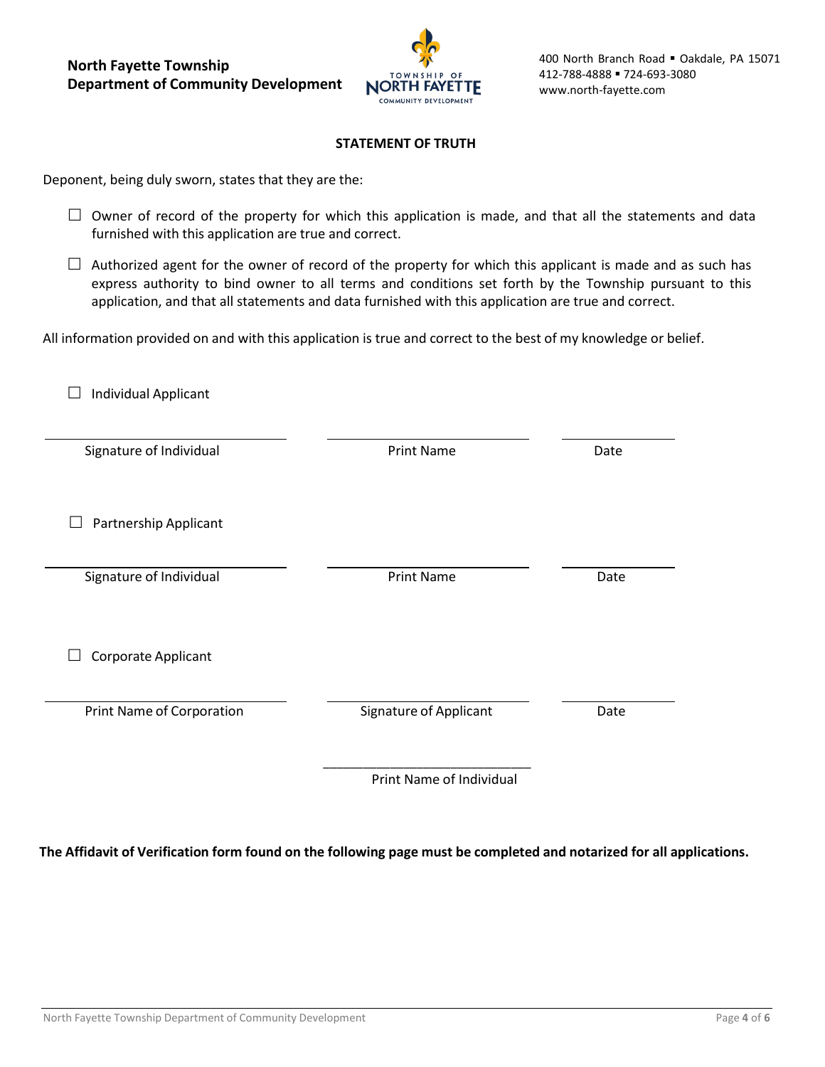**North Fayette Township**
**Department of Community Development**

400 North Branch Road ▪ Oakdale, PA 15071
412-788-4888 ▪ 724-693-3080
www.north-fayette.com

## STATEMENT OF TRUTH

Deponent, being duly sworn, states that they are the:

☐ Owner of record of the property for which this application is made, and that all the statements and data furnished with this application are true and correct.

☐ Authorized agent for the owner of record of the property for which this applicant is made and as such has express authority to bind owner to all terms and conditions set forth by the Township pursuant to this application, and that all statements and data furnished with this application are true and correct.

All information provided on and with this application is true and correct to the best of my knowledge or belief.

☐ Individual Applicant

| ______________________________ | ______________________________ | ______________ |
|---|---|---|
| Signature of Individual | Print Name | Date |

☐ Partnership Applicant

| ______________________________ | ______________________________ | ______________ |
|---|---|---|
| Signature of Individual | Print Name | Date |

☐ Corporate Applicant

| ______________________________ | ______________________________ | ______________ |
|---|---|---|
| Print Name of Corporation | Signature of Applicant | Date |
| | ______________________________ | |
| | Print Name of Individual | |

**The Affidavit of Verification form found on the following page must be completed and notarized for all applications.**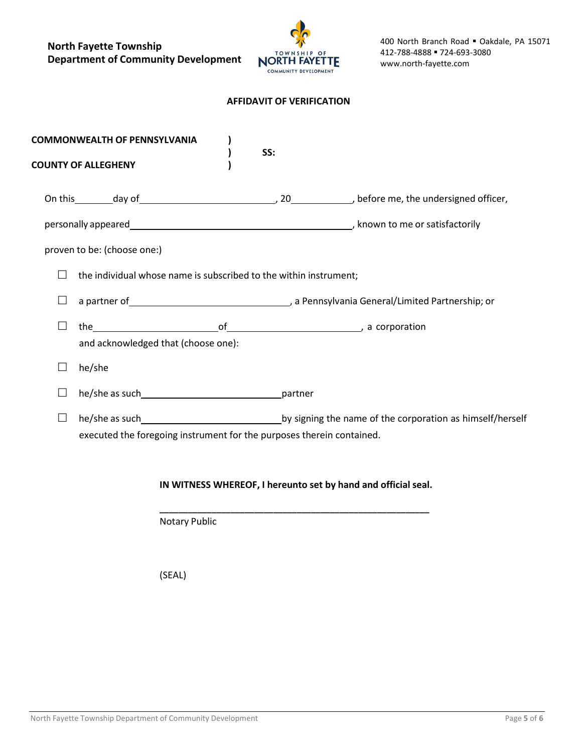**North Fayette Township**
**Department of Community Development**

400 North Branch Road ▪ Oakdale, PA 15071
412-788-4888 ▪ 724-693-3080
www.north-fayette.com

## AFFIDAVIT OF VERIFICATION

**COMMONWEALTH OF PENNSYLVANIA** )
) **SS:**
**COUNTY OF ALLEGHENY** )

On this\_\_\_\_\_\_\_\_day of\_\_\_\_\_\_\_\_\_\_\_\_\_\_\_\_\_\_\_\_\_\_\_\_\_\_\_\_\_, 20\_\_\_\_\_\_\_\_\_\_\_\_, before me, the undersigned officer,

personally appeared\_\_\_\_\_\_\_\_\_\_\_\_\_\_\_\_\_\_\_\_\_\_\_\_\_\_\_\_\_\_\_\_\_\_\_\_\_\_\_\_\_\_\_\_\_\_\_\_, known to me or satisfactorily

proven to be: (choose one:)

☐ the individual whose name is subscribed to the within instrument;

☐ a partner of\_\_\_\_\_\_\_\_\_\_\_\_\_\_\_\_\_\_\_\_\_\_\_\_\_\_\_\_\_\_\_\_\_\_\_, a Pennsylvania General/Limited Partnership; or

☐ the\_\_\_\_\_\_\_\_\_\_\_\_\_\_\_\_\_\_\_\_\_\_\_\_\_\_\_\_\_of\_\_\_\_\_\_\_\_\_\_\_\_\_\_\_\_\_\_\_\_\_\_\_\_\_\_\_\_\_\_\_, a corporation
and acknowledged that (choose one):

☐ he/she

☐ he/she as such\_\_\_\_\_\_\_\_\_\_\_\_\_\_\_\_\_\_\_\_\_\_\_\_\_\_\_\_\_\_\_\_\_partner

☐ he/she as such\_\_\_\_\_\_\_\_\_\_\_\_\_\_\_\_\_\_\_\_\_\_\_\_\_\_\_\_\_\_\_\_\_by signing the name of the corporation as himself/herself
executed the foregoing instrument for the purposes therein contained.

**IN WITNESS WHEREOF, I hereunto set by hand and official seal.**

\_\_\_\_\_\_\_\_\_\_\_\_\_\_\_\_\_\_\_\_\_\_\_\_\_\_\_\_\_\_\_\_\_\_\_\_\_\_\_\_\_\_\_\_\_\_\_\_\_\_
Notary Public

(SEAL)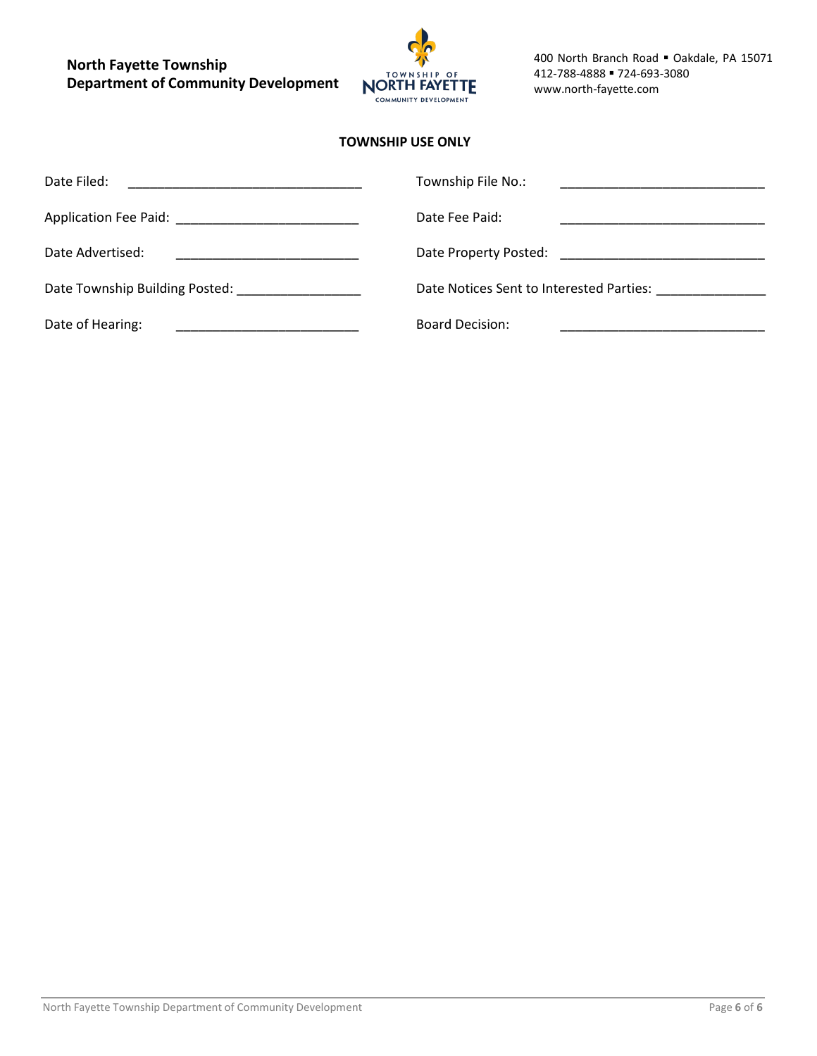**North Fayette Township**
**Department of Community Development**

400 North Branch Road ▪ Oakdale, PA 15071
412-788-4888 ▪ 724-693-3080
www.north-fayette.com

**TOWNSHIP USE ONLY**

Date Filed: ________________________________

Township File No.: ____________________________

Application Fee Paid: _________________________

Date Fee Paid: ____________________________

Date Advertised: _________________________

Date Property Posted: ____________________________

Date Township Building Posted: _________________

Date Notices Sent to Interested Parties: _______________

Date of Hearing: _________________________

Board Decision: ____________________________